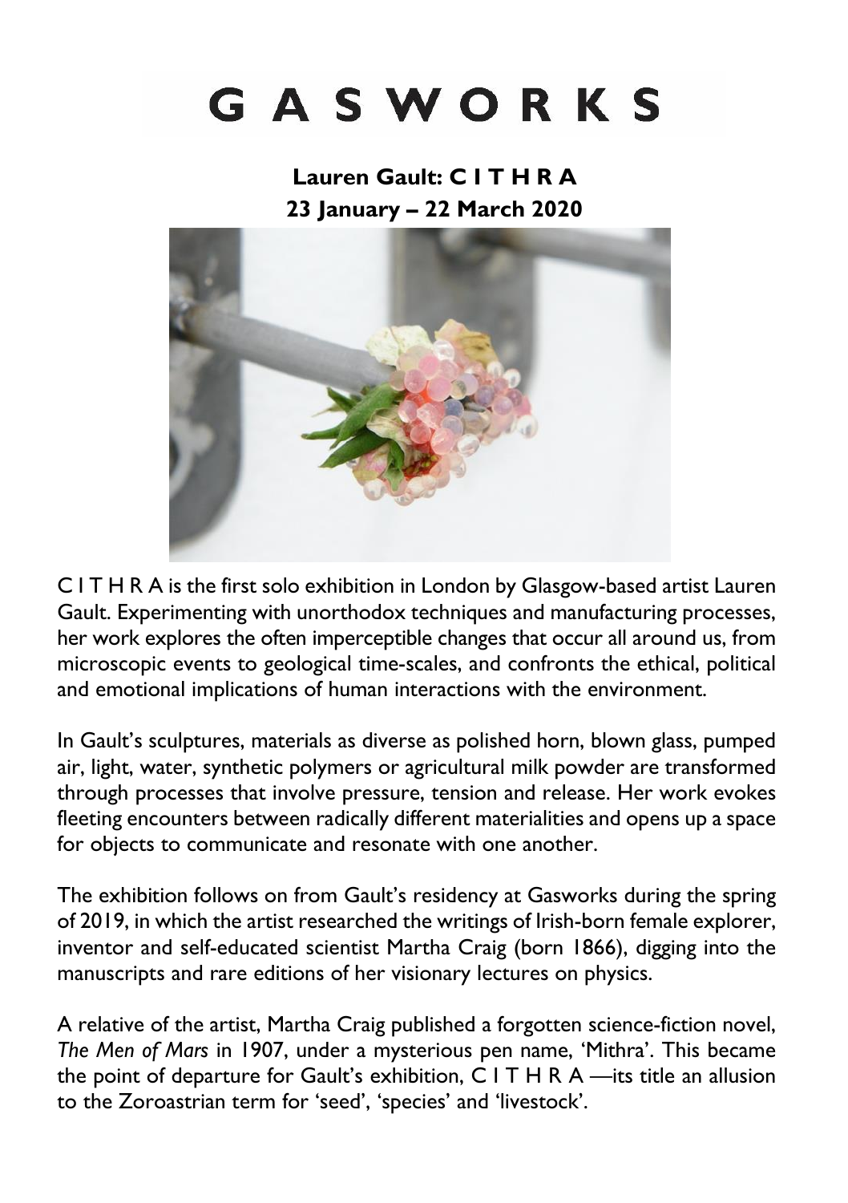# GASWORKS

## Lauren Gault: C I T H R A
## 23 January – 22 March 2020

C I T H R A is the first solo exhibition in London by Glasgow-based artist Lauren Gault. Experimenting with unorthodox techniques and manufacturing processes, her work explores the often imperceptible changes that occur all around us, from microscopic events to geological time-scales, and confronts the ethical, political and emotional implications of human interactions with the environment.

In Gault's sculptures, materials as diverse as polished horn, blown glass, pumped air, light, water, synthetic polymers or agricultural milk powder are transformed through processes that involve pressure, tension and release. Her work evokes fleeting encounters between radically different materialities and opens up a space for objects to communicate and resonate with one another.

The exhibition follows on from Gault's residency at Gasworks during the spring of 2019, in which the artist researched the writings of Irish-born female explorer, inventor and self-educated scientist Martha Craig (born 1866), digging into the manuscripts and rare editions of her visionary lectures on physics.

A relative of the artist, Martha Craig published a forgotten science-fiction novel, *The Men of Mars* in 1907, under a mysterious pen name, 'Mithra'. This became the point of departure for Gault's exhibition, C I T H R A —its title an allusion to the Zoroastrian term for 'seed', 'species' and 'livestock'.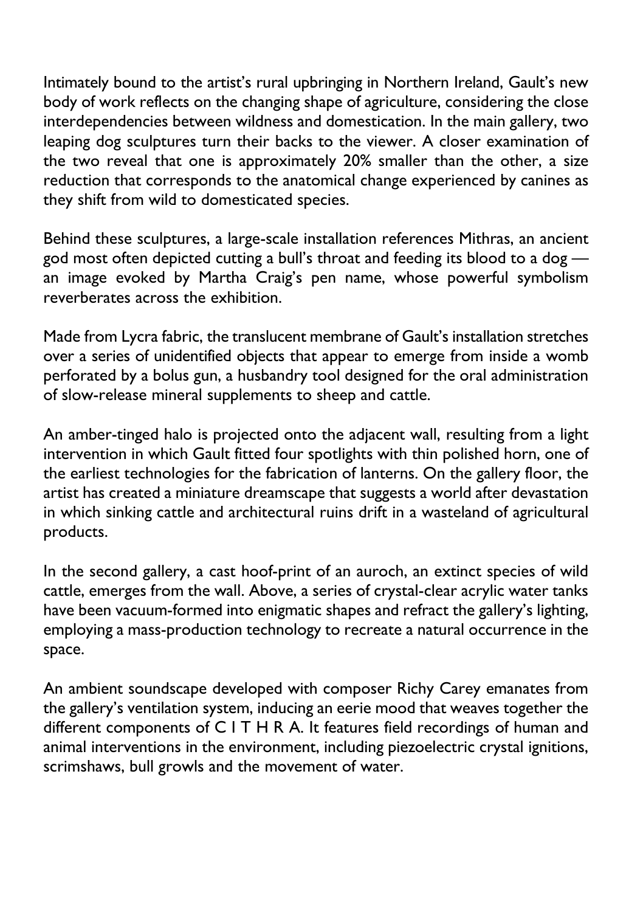Intimately bound to the artist's rural upbringing in Northern Ireland, Gault's new body of work reflects on the changing shape of agriculture, considering the close interdependencies between wildness and domestication. In the main gallery, two leaping dog sculptures turn their backs to the viewer. A closer examination of the two reveal that one is approximately 20% smaller than the other, a size reduction that corresponds to the anatomical change experienced by canines as they shift from wild to domesticated species.

Behind these sculptures, a large-scale installation references Mithras, an ancient god most often depicted cutting a bull's throat and feeding its blood to a dog — an image evoked by Martha Craig's pen name, whose powerful symbolism reverberates across the exhibition.

Made from Lycra fabric, the translucent membrane of Gault's installation stretches over a series of unidentified objects that appear to emerge from inside a womb perforated by a bolus gun, a husbandry tool designed for the oral administration of slow-release mineral supplements to sheep and cattle.

An amber-tinged halo is projected onto the adjacent wall, resulting from a light intervention in which Gault fitted four spotlights with thin polished horn, one of the earliest technologies for the fabrication of lanterns. On the gallery floor, the artist has created a miniature dreamscape that suggests a world after devastation in which sinking cattle and architectural ruins drift in a wasteland of agricultural products.

In the second gallery, a cast hoof-print of an auroch, an extinct species of wild cattle, emerges from the wall. Above, a series of crystal-clear acrylic water tanks have been vacuum-formed into enigmatic shapes and refract the gallery's lighting, employing a mass-production technology to recreate a natural occurrence in the space.

An ambient soundscape developed with composer Richy Carey emanates from the gallery's ventilation system, inducing an eerie mood that weaves together the different components of C I T H R A. It features field recordings of human and animal interventions in the environment, including piezoelectric crystal ignitions, scrimshaws, bull growls and the movement of water.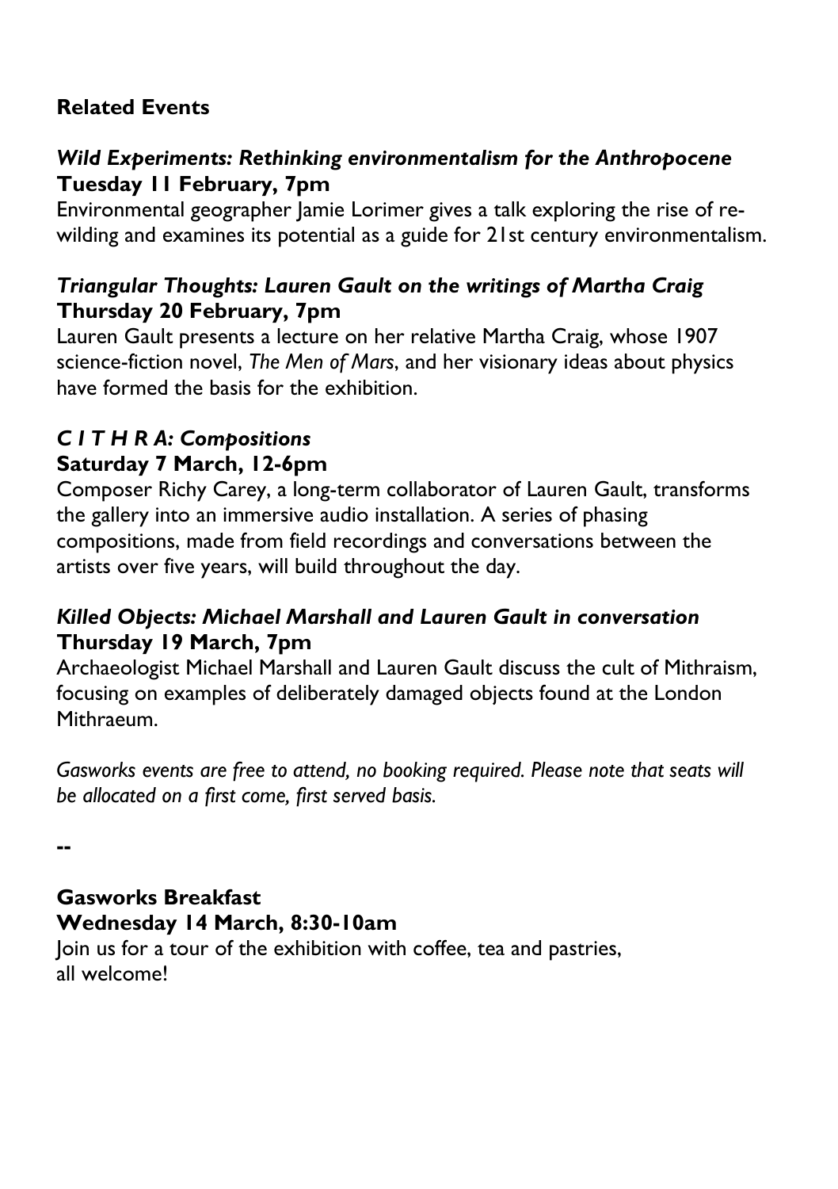## Related Events

### *Wild Experiments: Rethinking environmentalism for the Anthropocene*
**Tuesday 11 February, 7pm**

Environmental geographer Jamie Lorimer gives a talk exploring the rise of re-wilding and examines its potential as a guide for 21st century environmentalism.

### *Triangular Thoughts: Lauren Gault on the writings of Martha Craig*
**Thursday 20 February, 7pm**

Lauren Gault presents a lecture on her relative Martha Craig, whose 1907 science-fiction novel, *The Men of Mars*, and her visionary ideas about physics have formed the basis for the exhibition.

### *C I T H R A: Compositions*
**Saturday 7 March, 12-6pm**

Composer Richy Carey, a long-term collaborator of Lauren Gault, transforms the gallery into an immersive audio installation. A series of phasing compositions, made from field recordings and conversations between the artists over five years, will build throughout the day.

### *Killed Objects: Michael Marshall and Lauren Gault in conversation*
**Thursday 19 March, 7pm**

Archaeologist Michael Marshall and Lauren Gault discuss the cult of Mithraism, focusing on examples of deliberately damaged objects found at the London Mithraeum.

*Gasworks events are free to attend, no booking required. Please note that seats will be allocated on a first come, first served basis.*

**--**

### Gasworks Breakfast
**Wednesday 14 March, 8:30-10am**

Join us for a tour of the exhibition with coffee, tea and pastries, all welcome!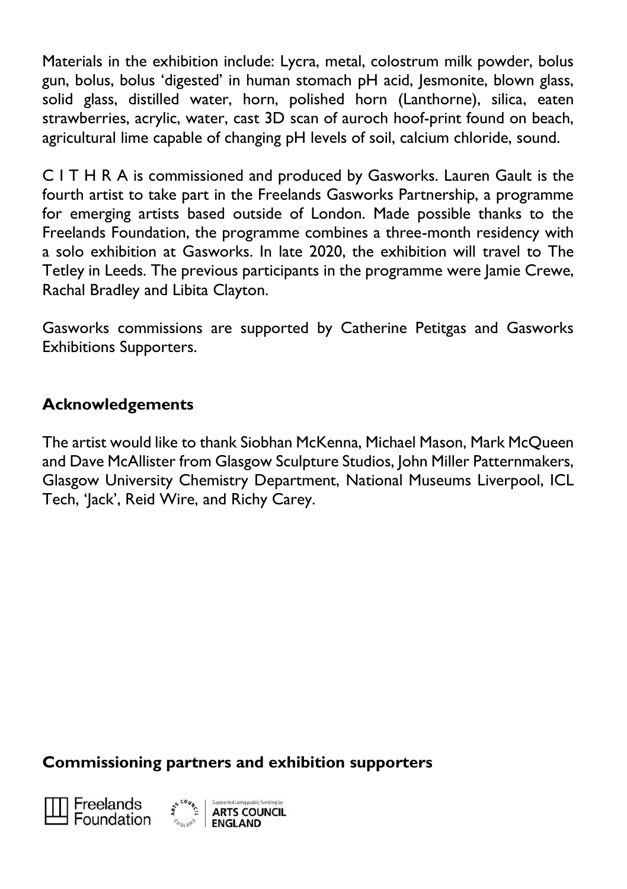Materials in the exhibition include: Lycra, metal, colostrum milk powder, bolus gun, bolus, bolus 'digested' in human stomach pH acid, Jesmonite, blown glass, solid glass, distilled water, horn, polished horn (Lanthorne), silica, eaten strawberries, acrylic, water, cast 3D scan of auroch hoof-print found on beach, agricultural lime capable of changing pH levels of soil, calcium chloride, sound.

C I T H R A is commissioned and produced by Gasworks. Lauren Gault is the fourth artist to take part in the Freelands Gasworks Partnership, a programme for emerging artists based outside of London. Made possible thanks to the Freelands Foundation, the programme combines a three-month residency with a solo exhibition at Gasworks. In late 2020, the exhibition will travel to The Tetley in Leeds. The previous participants in the programme were Jamie Crewe, Rachal Bradley and Libita Clayton.

Gasworks commissions are supported by Catherine Petitgas and Gasworks Exhibitions Supporters.

## Acknowledgements

The artist would like to thank Siobhan McKenna, Michael Mason, Mark McQueen and Dave McAllister from Glasgow Sculpture Studios, John Miller Patternmakers, Glasgow University Chemistry Department, National Museums Liverpool, ICL Tech, 'Jack', Reid Wire, and Richy Carey.

## Commissioning partners and exhibition supporters

Freelands Foundation

Supported using public funding by ARTS COUNCIL ENGLAND